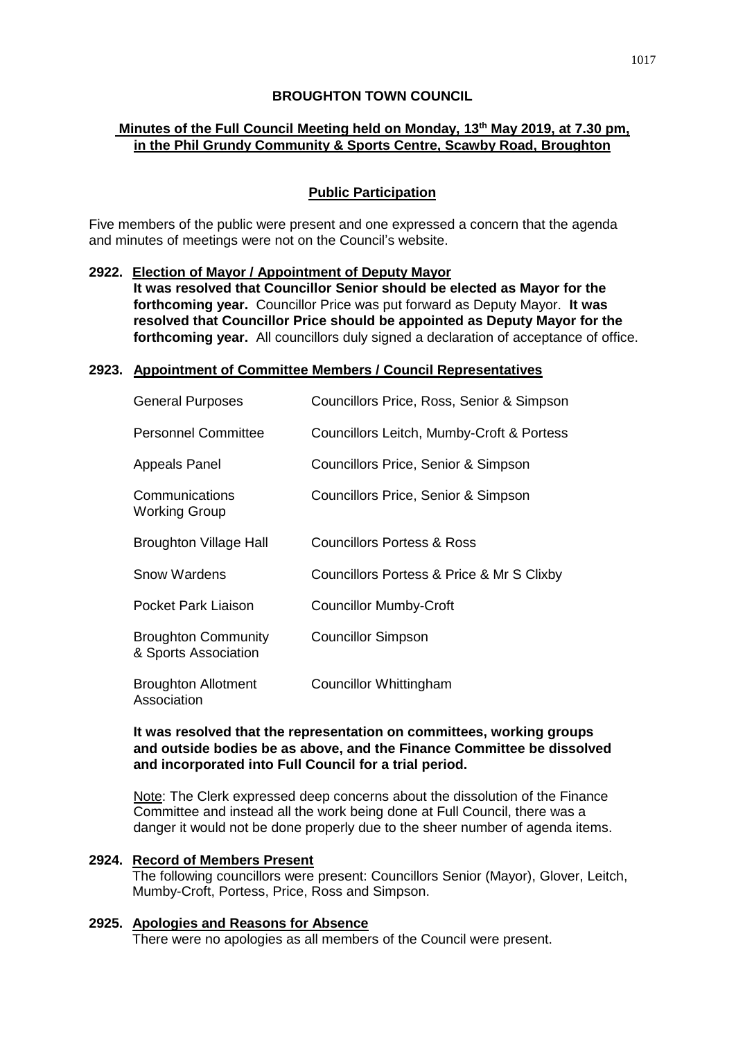# BROUGHTON TOWN COUNCIL

## Minutes of the Full Council Meeting held on Monday, 13th May 2019, at 7.30 pm, in the Phil Grundy Community & Sports Centre, Scawby Road, Broughton

### Public Participation

Five members of the public were present and one expressed a concern that the agenda and minutes of meetings were not on the Council's website.

**2922. Election of Mayor / Appointment of Deputy Mayor**

**It was resolved that Councillor Senior should be elected as Mayor for the forthcoming year.** Councillor Price was put forward as Deputy Mayor. **It was resolved that Councillor Price should be appointed as Deputy Mayor for the forthcoming year.** All councillors duly signed a declaration of acceptance of office.

**2923. Appointment of Committee Members / Council Representatives**

| | |
|---|---|
| General Purposes | Councillors Price, Ross, Senior & Simpson |
| Personnel Committee | Councillors Leitch, Mumby-Croft & Portess |
| Appeals Panel | Councillors Price, Senior & Simpson |
| Communications Working Group | Councillors Price, Senior & Simpson |
| Broughton Village Hall | Councillors Portess & Ross |
| Snow Wardens | Councillors Portess & Price & Mr S Clixby |
| Pocket Park Liaison | Councillor Mumby-Croft |
| Broughton Community & Sports Association | Councillor Simpson |
| Broughton Allotment Association | Councillor Whittingham |

**It was resolved that the representation on committees, working groups and outside bodies be as above, and the Finance Committee be dissolved and incorporated into Full Council for a trial period.**

Note: The Clerk expressed deep concerns about the dissolution of the Finance Committee and instead all the work being done at Full Council, there was a danger it would not be done properly due to the sheer number of agenda items.

**2924. Record of Members Present**

The following councillors were present: Councillors Senior (Mayor), Glover, Leitch, Mumby-Croft, Portess, Price, Ross and Simpson.

**2925. Apologies and Reasons for Absence**

There were no apologies as all members of the Council were present.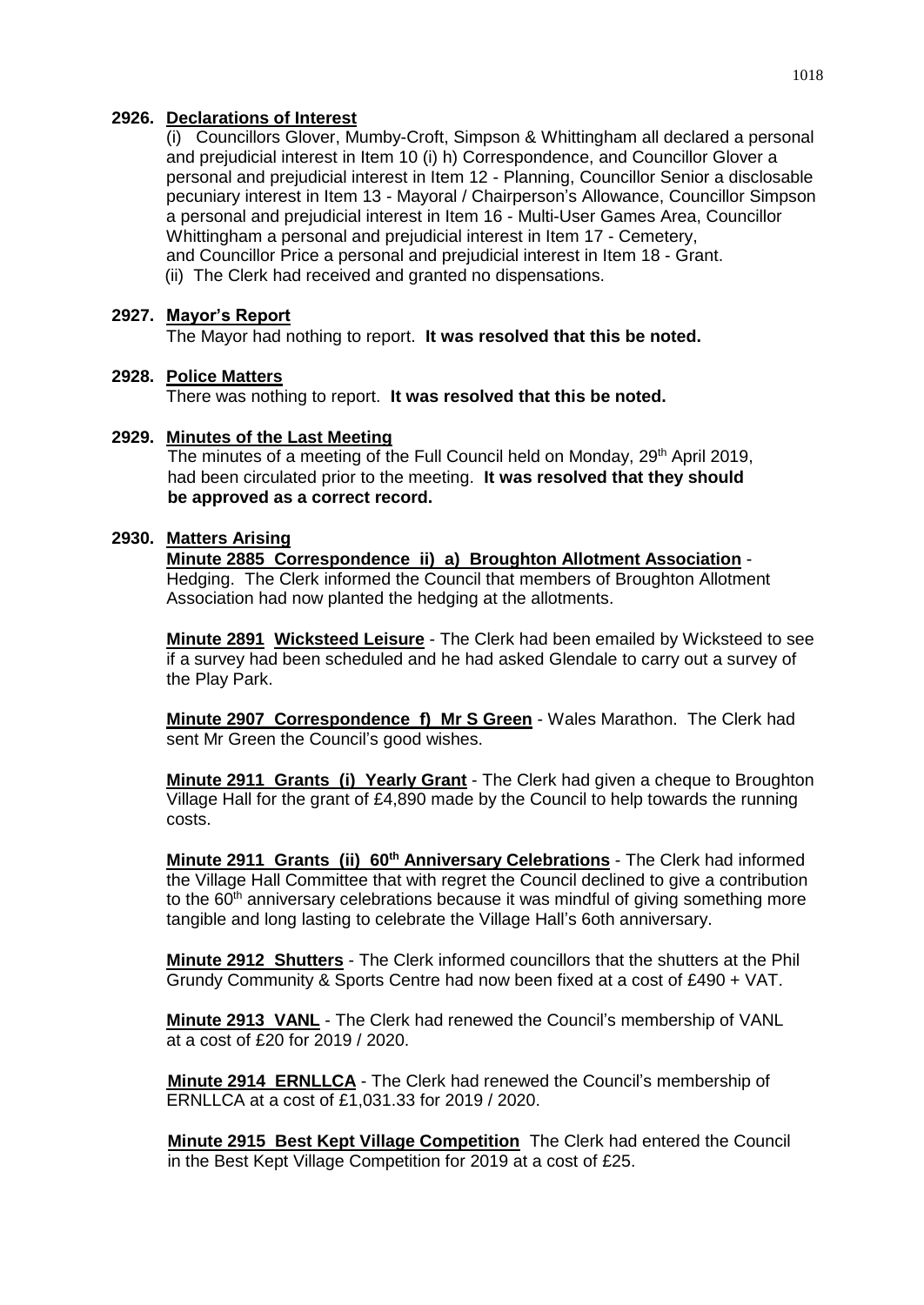**2926. Declarations of Interest**

(i) Councillors Glover, Mumby-Croft, Simpson & Whittingham all declared a personal and prejudicial interest in Item 10 (i) h) Correspondence, and Councillor Glover a personal and prejudicial interest in Item 12 - Planning, Councillor Senior a disclosable pecuniary interest in Item 13 - Mayoral / Chairperson's Allowance, Councillor Simpson a personal and prejudicial interest in Item 16 - Multi-User Games Area, Councillor Whittingham a personal and prejudicial interest in Item 17 - Cemetery, and Councillor Price a personal and prejudicial interest in Item 18 - Grant.

(ii) The Clerk had received and granted no dispensations.

**2927. Mayor's Report**

The Mayor had nothing to report. **It was resolved that this be noted.**

**2928. Police Matters**

There was nothing to report. **It was resolved that this be noted.**

**2929. Minutes of the Last Meeting**

The minutes of a meeting of the Full Council held on Monday, 29th April 2019, had been circulated prior to the meeting. **It was resolved that they should be approved as a correct record.**

**2930. Matters Arising**

**Minute 2885 Correspondence ii) a) Broughton Allotment Association** - Hedging. The Clerk informed the Council that members of Broughton Allotment Association had now planted the hedging at the allotments.

**Minute 2891 Wicksteed Leisure** - The Clerk had been emailed by Wicksteed to see if a survey had been scheduled and he had asked Glendale to carry out a survey of the Play Park.

**Minute 2907 Correspondence f) Mr S Green** - Wales Marathon. The Clerk had sent Mr Green the Council's good wishes.

**Minute 2911 Grants (i) Yearly Grant** - The Clerk had given a cheque to Broughton Village Hall for the grant of £4,890 made by the Council to help towards the running costs.

**Minute 2911 Grants (ii) 60th Anniversary Celebrations** - The Clerk had informed the Village Hall Committee that with regret the Council declined to give a contribution to the 60th anniversary celebrations because it was mindful of giving something more tangible and long lasting to celebrate the Village Hall's 6oth anniversary.

**Minute 2912 Shutters** - The Clerk informed councillors that the shutters at the Phil Grundy Community & Sports Centre had now been fixed at a cost of £490 + VAT.

**Minute 2913 VANL** - The Clerk had renewed the Council's membership of VANL at a cost of £20 for 2019 / 2020.

**Minute 2914 ERNLLCA** - The Clerk had renewed the Council's membership of ERNLLCA at a cost of £1,031.33 for 2019 / 2020.

**Minute 2915 Best Kept Village Competition** The Clerk had entered the Council in the Best Kept Village Competition for 2019 at a cost of £25.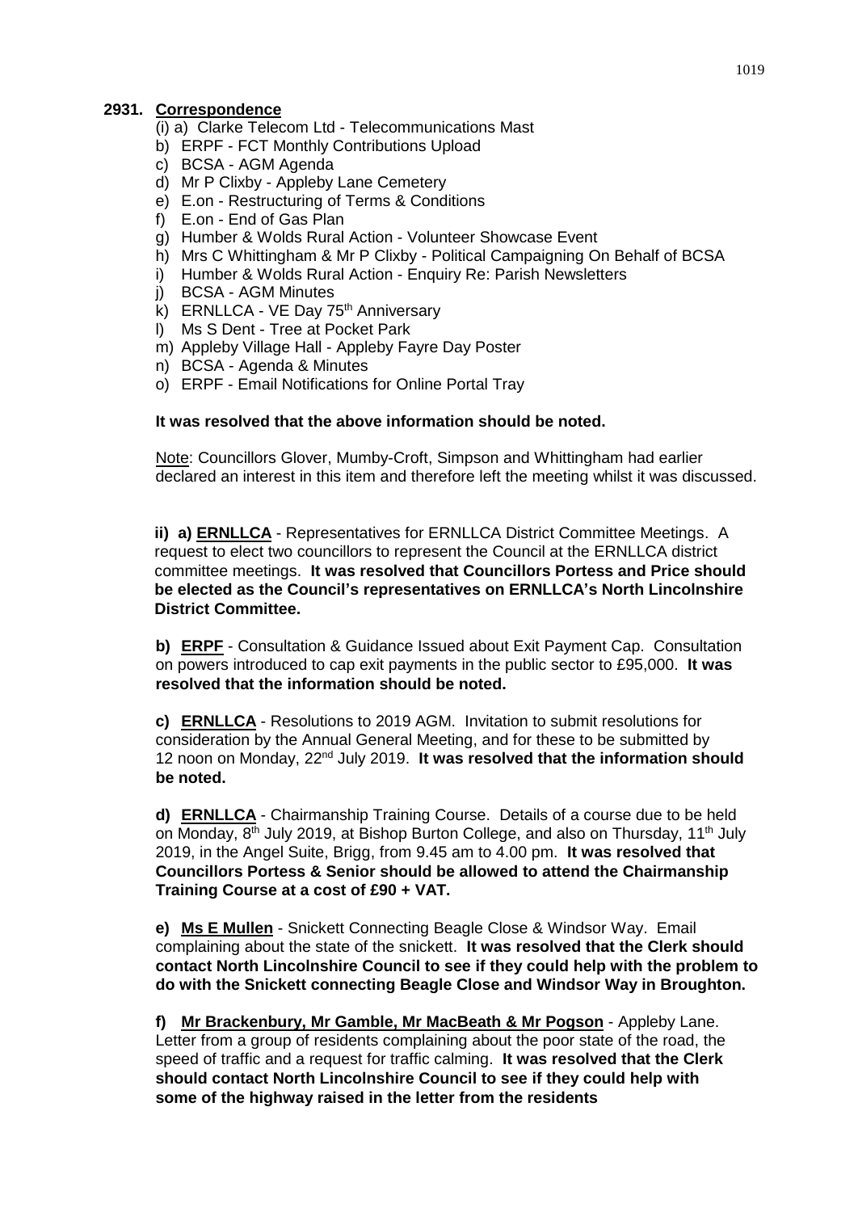**2931. Correspondence**

(i) a) Clarke Telecom Ltd - Telecommunications Mast
b) ERPF - FCT Monthly Contributions Upload
c) BCSA - AGM Agenda
d) Mr P Clixby - Appleby Lane Cemetery
e) E.on - Restructuring of Terms & Conditions
f) E.on - End of Gas Plan
g) Humber & Wolds Rural Action - Volunteer Showcase Event
h) Mrs C Whittingham & Mr P Clixby - Political Campaigning On Behalf of BCSA
i) Humber & Wolds Rural Action - Enquiry Re: Parish Newsletters
j) BCSA - AGM Minutes
k) ERNLLCA - VE Day 75th Anniversary
l) Ms S Dent - Tree at Pocket Park
m) Appleby Village Hall - Appleby Fayre Day Poster
n) BCSA - Agenda & Minutes
o) ERPF - Email Notifications for Online Portal Tray

**It was resolved that the above information should be noted.**

Note: Councillors Glover, Mumby-Croft, Simpson and Whittingham had earlier declared an interest in this item and therefore left the meeting whilst it was discussed.

**ii) a) ERNLLCA** - Representatives for ERNLLCA District Committee Meetings. A request to elect two councillors to represent the Council at the ERNLLCA district committee meetings. **It was resolved that Councillors Portess and Price should be elected as the Council's representatives on ERNLLCA's North Lincolnshire District Committee.**

**b) ERPF** - Consultation & Guidance Issued about Exit Payment Cap. Consultation on powers introduced to cap exit payments in the public sector to £95,000. **It was resolved that the information should be noted.**

**c) ERNLLCA** - Resolutions to 2019 AGM. Invitation to submit resolutions for consideration by the Annual General Meeting, and for these to be submitted by 12 noon on Monday, 22nd July 2019. **It was resolved that the information should be noted.**

**d) ERNLLCA** - Chairmanship Training Course. Details of a course due to be held on Monday, 8th July 2019, at Bishop Burton College, and also on Thursday, 11th July 2019, in the Angel Suite, Brigg, from 9.45 am to 4.00 pm. **It was resolved that Councillors Portess & Senior should be allowed to attend the Chairmanship Training Course at a cost of £90 + VAT.**

**e) Ms E Mullen** - Snickett Connecting Beagle Close & Windsor Way. Email complaining about the state of the snickett. **It was resolved that the Clerk should contact North Lincolnshire Council to see if they could help with the problem to do with the Snickett connecting Beagle Close and Windsor Way in Broughton.**

**f) Mr Brackenbury, Mr Gamble, Mr MacBeath & Mr Pogson** - Appleby Lane. Letter from a group of residents complaining about the poor state of the road, the speed of traffic and a request for traffic calming. **It was resolved that the Clerk should contact North Lincolnshire Council to see if they could help with some of the highway raised in the letter from the residents**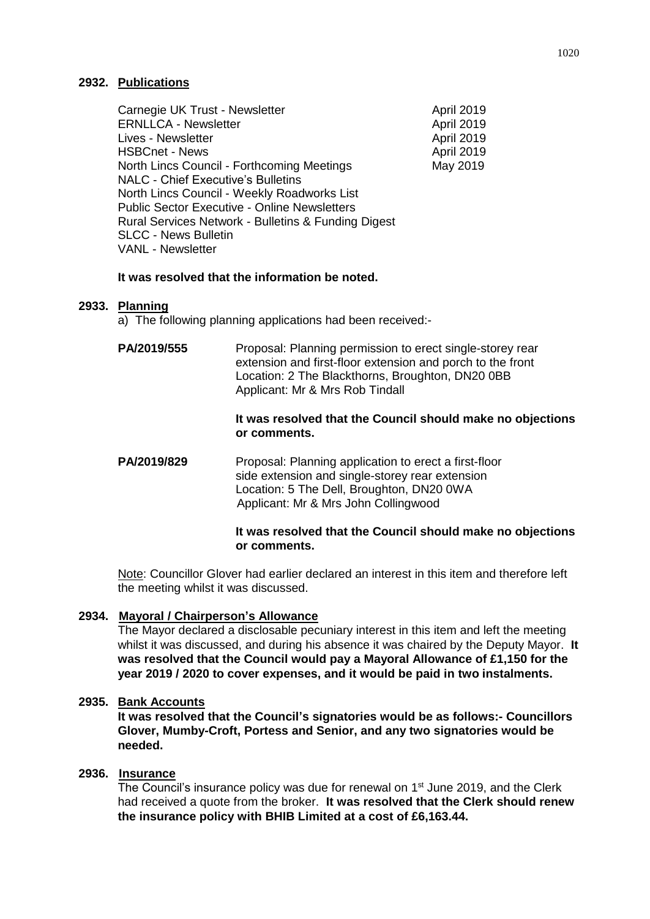## 2932. Publications

| | |
|---|---|
| Carnegie UK Trust - Newsletter | April 2019 |
| ERNLLCA - Newsletter | April 2019 |
| Lives - Newsletter | April 2019 |
| HSBCnet - News | April 2019 |
| North Lincs Council - Forthcoming Meetings | May 2019 |
| NALC - Chief Executive's Bulletins | |
| North Lincs Council - Weekly Roadworks List | |
| Public Sector Executive - Online Newsletters | |
| Rural Services Network - Bulletins & Funding Digest | |
| SLCC - News Bulletin | |
| VANL - Newsletter | |

**It was resolved that the information be noted.**

## 2933. Planning

a) The following planning applications had been received:-

**PA/2019/555** Proposal: Planning permission to erect single-storey rear extension and first-floor extension and porch to the front
Location: 2 The Blackthorns, Broughton, DN20 0BB
Applicant: Mr & Mrs Rob Tindall

**It was resolved that the Council should make no objections or comments.**

**PA/2019/829** Proposal: Planning application to erect a first-floor side extension and single-storey rear extension
Location: 5 The Dell, Broughton, DN20 0WA
Applicant: Mr & Mrs John Collingwood

**It was resolved that the Council should make no objections or comments.**

Note: Councillor Glover had earlier declared an interest in this item and therefore left the meeting whilst it was discussed.

## 2934. Mayoral / Chairperson's Allowance

The Mayor declared a disclosable pecuniary interest in this item and left the meeting whilst it was discussed, and during his absence it was chaired by the Deputy Mayor. **It was resolved that the Council would pay a Mayoral Allowance of £1,150 for the year 2019 / 2020 to cover expenses, and it would be paid in two instalments.**

## 2935. Bank Accounts

**It was resolved that the Council's signatories would be as follows:- Councillors Glover, Mumby-Croft, Portess and Senior, and any two signatories would be needed.**

## 2936. Insurance

The Council's insurance policy was due for renewal on 1st June 2019, and the Clerk had received a quote from the broker. **It was resolved that the Clerk should renew the insurance policy with BHIB Limited at a cost of £6,163.44.**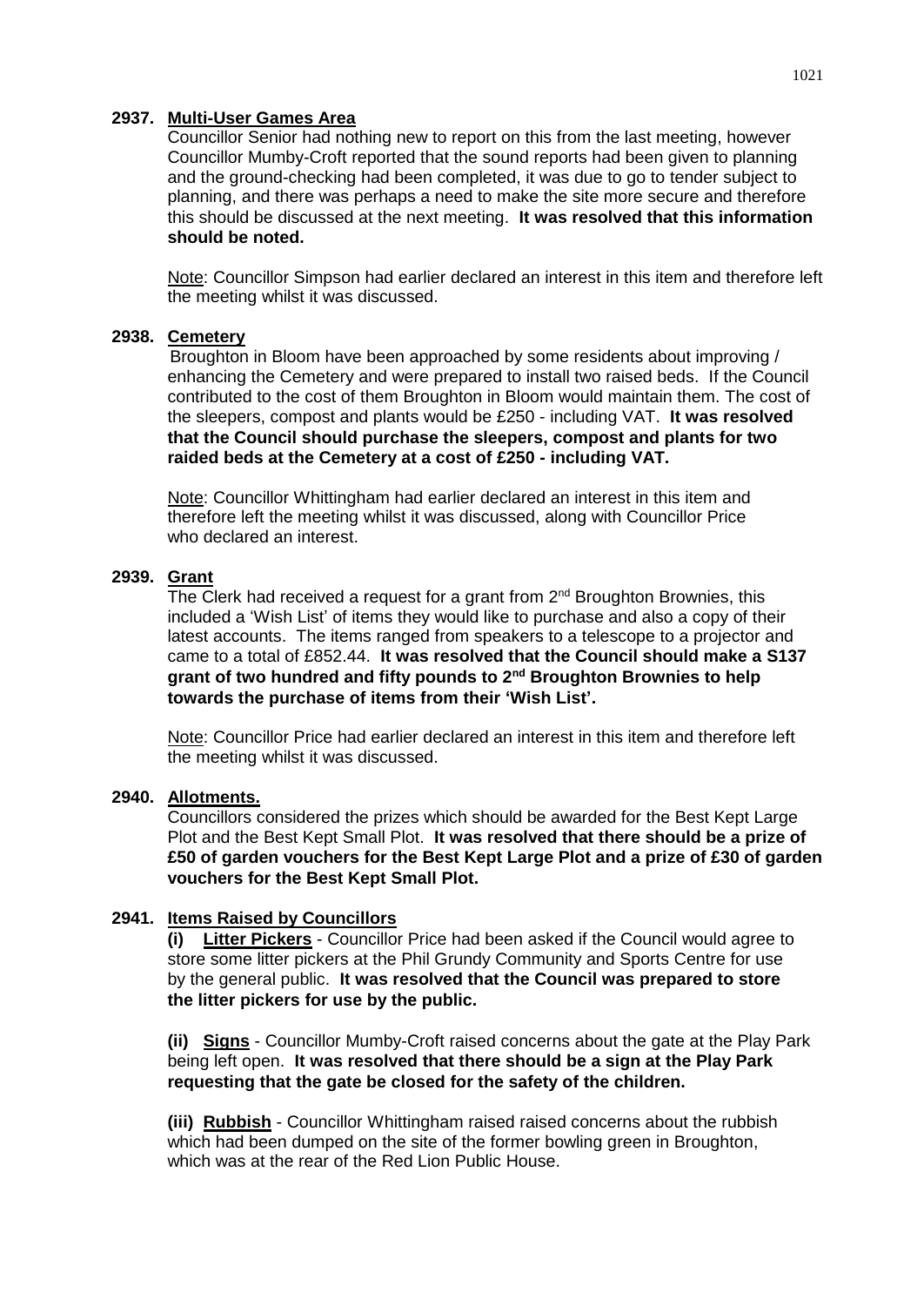**2937. Multi-User Games Area**

Councillor Senior had nothing new to report on this from the last meeting, however Councillor Mumby-Croft reported that the sound reports had been given to planning and the ground-checking had been completed, it was due to go to tender subject to planning, and there was perhaps a need to make the site more secure and therefore this should be discussed at the next meeting. **It was resolved that this information should be noted.**

Note: Councillor Simpson had earlier declared an interest in this item and therefore left the meeting whilst it was discussed.

**2938. Cemetery**

Broughton in Bloom have been approached by some residents about improving / enhancing the Cemetery and were prepared to install two raised beds. If the Council contributed to the cost of them Broughton in Bloom would maintain them. The cost of the sleepers, compost and plants would be £250 - including VAT. **It was resolved that the Council should purchase the sleepers, compost and plants for two raided beds at the Cemetery at a cost of £250 - including VAT.**

Note: Councillor Whittingham had earlier declared an interest in this item and therefore left the meeting whilst it was discussed, along with Councillor Price who declared an interest.

**2939. Grant**

The Clerk had received a request for a grant from 2nd Broughton Brownies, this included a 'Wish List' of items they would like to purchase and also a copy of their latest accounts. The items ranged from speakers to a telescope to a projector and came to a total of £852.44. **It was resolved that the Council should make a S137 grant of two hundred and fifty pounds to 2nd Broughton Brownies to help towards the purchase of items from their 'Wish List'.**

Note: Councillor Price had earlier declared an interest in this item and therefore left the meeting whilst it was discussed.

**2940. Allotments.**

Councillors considered the prizes which should be awarded for the Best Kept Large Plot and the Best Kept Small Plot. **It was resolved that there should be a prize of £50 of garden vouchers for the Best Kept Large Plot and a prize of £30 of garden vouchers for the Best Kept Small Plot.**

**2941. Items Raised by Councillors**

**(i) Litter Pickers** - Councillor Price had been asked if the Council would agree to store some litter pickers at the Phil Grundy Community and Sports Centre for use by the general public. **It was resolved that the Council was prepared to store the litter pickers for use by the public.**

**(ii) Signs** - Councillor Mumby-Croft raised concerns about the gate at the Play Park being left open. **It was resolved that there should be a sign at the Play Park requesting that the gate be closed for the safety of the children.**

**(iii) Rubbish** - Councillor Whittingham raised raised concerns about the rubbish which had been dumped on the site of the former bowling green in Broughton, which was at the rear of the Red Lion Public House.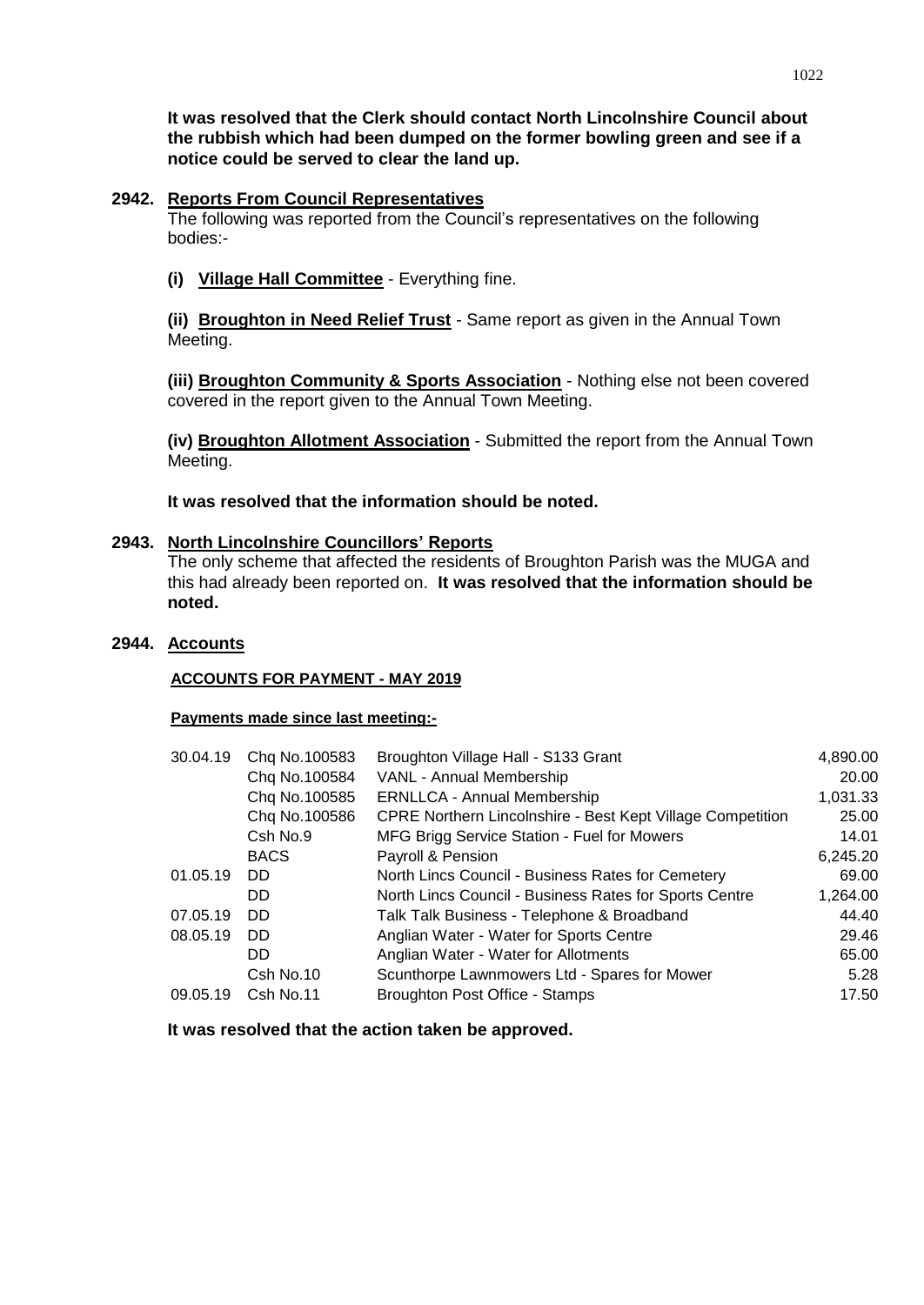**It was resolved that the Clerk should contact North Lincolnshire Council about the rubbish which had been dumped on the former bowling green and see if a notice could be served to clear the land up.**

**2942. Reports From Council Representatives**

The following was reported from the Council's representatives on the following bodies:-

**(i) Village Hall Committee** - Everything fine.

**(ii) Broughton in Need Relief Trust** - Same report as given in the Annual Town Meeting.

**(iii) Broughton Community & Sports Association** - Nothing else not been covered covered in the report given to the Annual Town Meeting.

**(iv) Broughton Allotment Association** - Submitted the report from the Annual Town Meeting.

**It was resolved that the information should be noted.**

**2943. North Lincolnshire Councillors' Reports**

The only scheme that affected the residents of Broughton Parish was the MUGA and this had already been reported on. **It was resolved that the information should be noted.**

**2944. Accounts**

**ACCOUNTS FOR PAYMENT - MAY 2019**

**Payments made since last meeting:-**

| | | | |
|---|---|---|---|
| 30.04.19 | Chq No.100583 | Broughton Village Hall - S133 Grant | 4,890.00 |
| | Chq No.100584 | VANL - Annual Membership | 20.00 |
| | Chq No.100585 | ERNLLCA - Annual Membership | 1,031.33 |
| | Chq No.100586 | CPRE Northern Lincolnshire - Best Kept Village Competition | 25.00 |
| | Csh No.9 | MFG Brigg Service Station - Fuel for Mowers | 14.01 |
| | BACS | Payroll & Pension | 6,245.20 |
| 01.05.19 | DD | North Lincs Council - Business Rates for Cemetery | 69.00 |
| | DD | North Lincs Council - Business Rates for Sports Centre | 1,264.00 |
| 07.05.19 | DD | Talk Talk Business - Telephone & Broadband | 44.40 |
| 08.05.19 | DD | Anglian Water - Water for Sports Centre | 29.46 |
| | DD | Anglian Water - Water for Allotments | 65.00 |
| | Csh No.10 | Scunthorpe Lawnmowers Ltd - Spares for Mower | 5.28 |
| 09.05.19 | Csh No.11 | Broughton Post Office - Stamps | 17.50 |

**It was resolved that the action taken be approved.**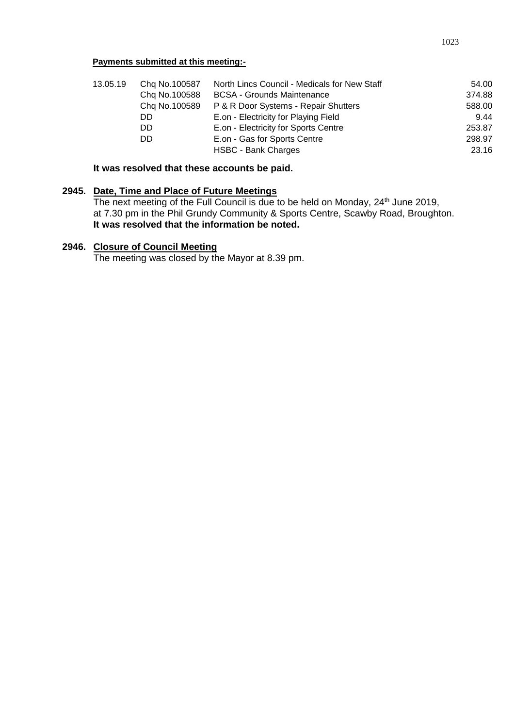**Payments submitted at this meeting:-**

| | | | |
|---|---|---|---|
| 13.05.19 | Chq No.100587 | North Lincs Council - Medicals for New Staff | 54.00 |
| | Chq No.100588 | BCSA - Grounds Maintenance | 374.88 |
| | Chq No.100589 | P & R Door Systems - Repair Shutters | 588.00 |
| | DD | E.on - Electricity for Playing Field | 9.44 |
| | DD | E.on - Electricity for Sports Centre | 253.87 |
| | DD | E.on - Gas for Sports Centre | 298.97 |
| | | HSBC - Bank Charges | 23.16 |

**It was resolved that these accounts be paid.**

**2945. Date, Time and Place of Future Meetings**

The next meeting of the Full Council is due to be held on Monday, 24th June 2019, at 7.30 pm in the Phil Grundy Community & Sports Centre, Scawby Road, Broughton.
**It was resolved that the information be noted.**

**2946. Closure of Council Meeting**

The meeting was closed by the Mayor at 8.39 pm.